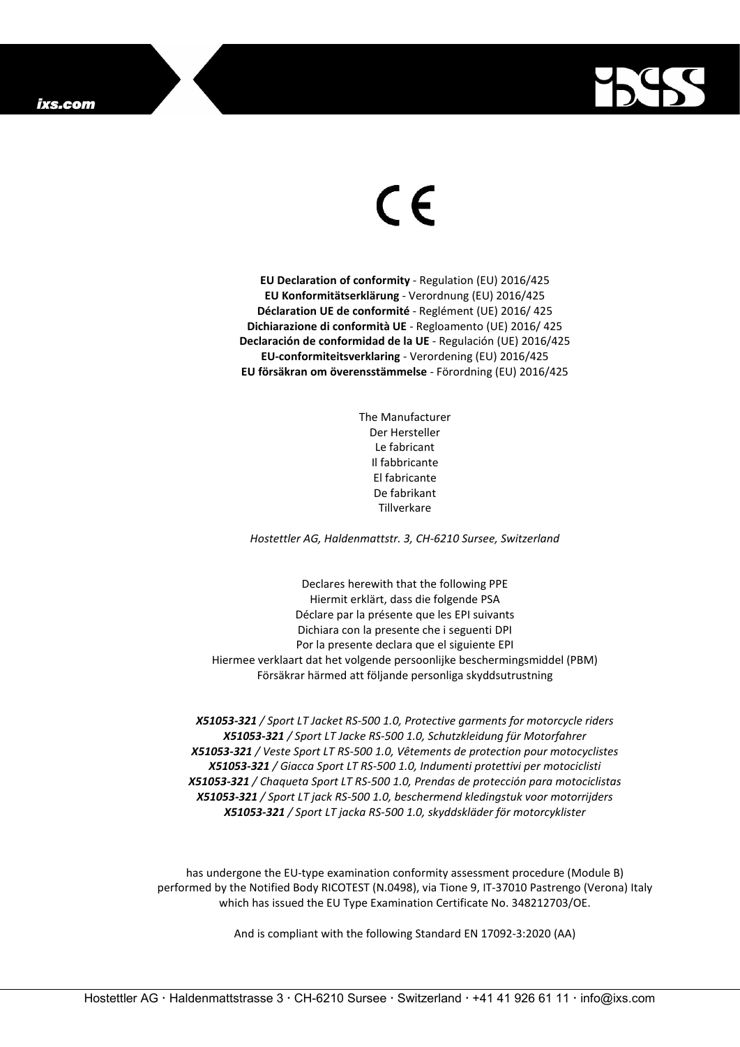CE

**EU Declaration of conformity** - Regulation (EU) 2016/425
**EU Konformitätserklärung** - Verordnung (EU) 2016/425
**Déclaration UE de conformité** - Reglément (UE) 2016/ 425
**Dichiarazione di conformità UE** - Regloamento (UE) 2016/ 425
**Declaración de conformidad de la UE** - Regulación (UE) 2016/425
**EU-conformiteitsverklaring** - Verordening (EU) 2016/425
**EU försäkran om överensstämmelse** - Förordning (EU) 2016/425

The Manufacturer
Der Hersteller
Le fabricant
Il fabbricante
El fabricante
De fabrikant
Tillverkare

*Hostettler AG, Haldenmattstr. 3, CH-6210 Sursee, Switzerland*

Declares herewith that the following PPE
Hiermit erklärt, dass die folgende PSA
Déclare par la présente que les EPI suivants
Dichiara con la presente che i seguenti DPI
Por la presente declara que el siguiente EPI
Hiermee verklaart dat het volgende persoonlijke beschermingsmiddel (PBM)
Försäkrar härmed att följande personliga skyddsutrustning

***X51053-321*** */ Sport LT Jacket RS-500 1.0, Protective garments for motorcycle riders*
***X51053-321*** */ Sport LT Jacke RS-500 1.0, Schutzkleidung für Motorfahrer*
***X51053-321*** */ Veste Sport LT RS-500 1.0, Vêtements de protection pour motocyclistes*
***X51053-321*** */ Giacca Sport LT RS-500 1.0, Indumenti protettivi per motociclisti*
***X51053-321*** */ Chaqueta Sport LT RS-500 1.0, Prendas de protección para motociclistas*
***X51053-321*** */ Sport LT jack RS-500 1.0, beschermend kledingstuk voor motorrijders*
***X51053-321*** */ Sport LT jacka RS-500 1.0, skyddskläder för motorcyklister*

has undergone the EU-type examination conformity assessment procedure (Module B) performed by the Notified Body RICOTEST (N.0498), via Tione 9, IT-37010 Pastrengo (Verona) Italy which has issued the EU Type Examination Certificate No. 348212703/OE.

And is compliant with the following Standard EN 17092-3:2020 (AA)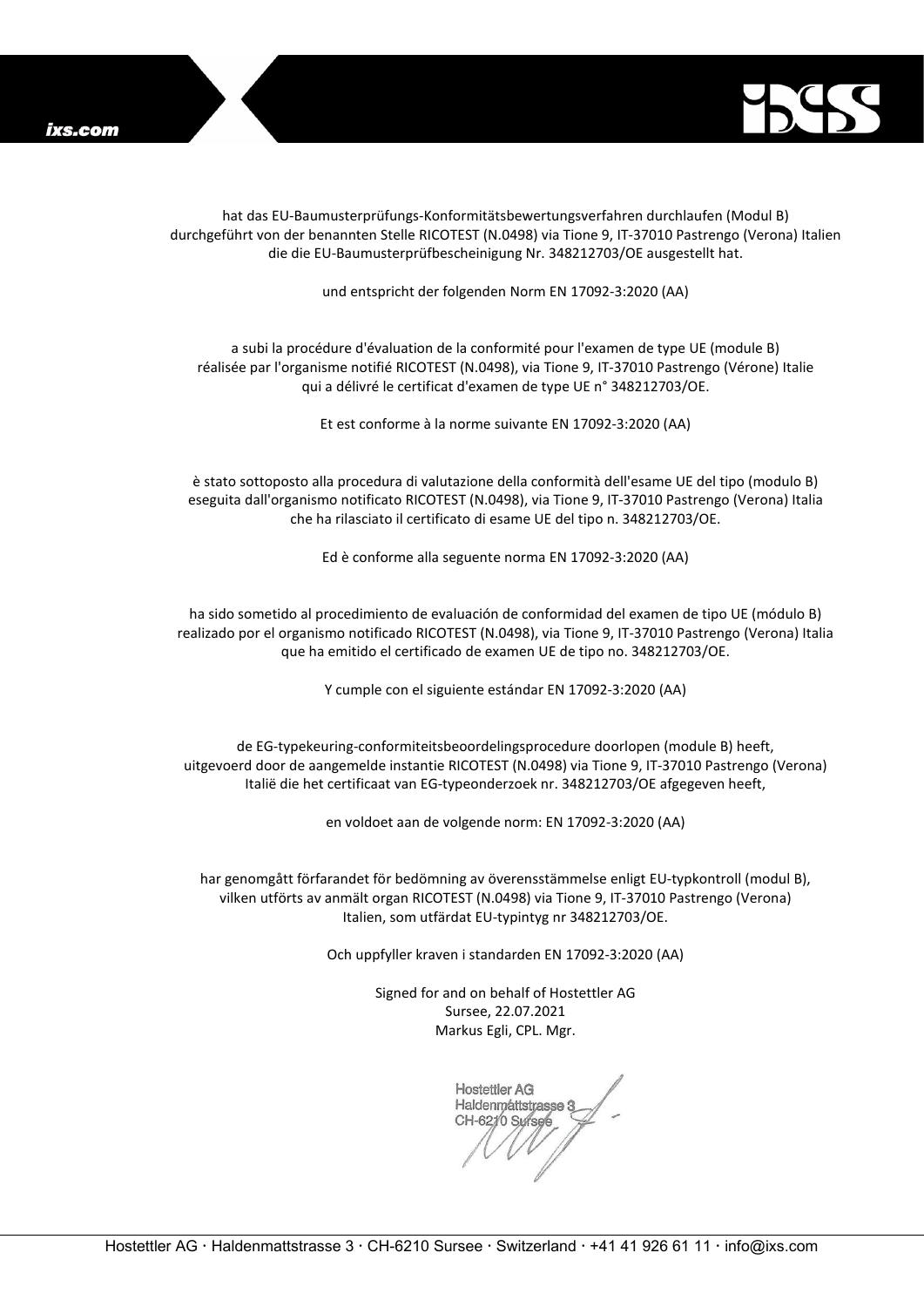hat das EU-Baumusterprüfungs-Konformitätsbewertungsverfahren durchlaufen (Modul B) durchgeführt von der benannten Stelle RICOTEST (N.0498) via Tione 9, IT-37010 Pastrengo (Verona) Italien die die EU-Baumusterprüfbescheinigung Nr. 348212703/OE ausgestellt hat.

und entspricht der folgenden Norm EN 17092-3:2020 (AA)

a subi la procédure d'évaluation de la conformité pour l'examen de type UE (module B) réalisée par l'organisme notifié RICOTEST (N.0498), via Tione 9, IT-37010 Pastrengo (Vérone) Italie qui a délivré le certificat d'examen de type UE n° 348212703/OE.

Et est conforme à la norme suivante EN 17092-3:2020 (AA)

è stato sottoposto alla procedura di valutazione della conformità dell'esame UE del tipo (modulo B) eseguita dall'organismo notificato RICOTEST (N.0498), via Tione 9, IT-37010 Pastrengo (Verona) Italia che ha rilasciato il certificato di esame UE del tipo n. 348212703/OE.

Ed è conforme alla seguente norma EN 17092-3:2020 (AA)

ha sido sometido al procedimiento de evaluación de conformidad del examen de tipo UE (módulo B) realizado por el organismo notificado RICOTEST (N.0498), via Tione 9, IT-37010 Pastrengo (Verona) Italia que ha emitido el certificado de examen UE de tipo no. 348212703/OE.

Y cumple con el siguiente estándar EN 17092-3:2020 (AA)

de EG-typekeuring-conformiteitsbeoordelingsprocedure doorlopen (module B) heeft, uitgevoerd door de aangemelde instantie RICOTEST (N.0498) via Tione 9, IT-37010 Pastrengo (Verona) Italië die het certificaat van EG-typeonderzoek nr. 348212703/OE afgegeven heeft,

en voldoet aan de volgende norm: EN 17092-3:2020 (AA)

har genomgått förfarandet för bedömning av överensstämmelse enligt EU-typkontroll (modul B), vilken utförts av anmält organ RICOTEST (N.0498) via Tione 9, IT-37010 Pastrengo (Verona) Italien, som utfärdat EU-typintyg nr 348212703/OE.

Och uppfyller kraven i standarden EN 17092-3:2020 (AA)

Signed for and on behalf of Hostettler AG
Sursee, 22.07.2021
Markus Egli, CPL. Mgr.

Hostettler AG
Haldenmattstrasse 3
CH-6210 Sursee

Hostettler AG · Haldenmattstrasse 3 · CH-6210 Sursee · Switzerland · +41 41 926 61 11 · info@ixs.com